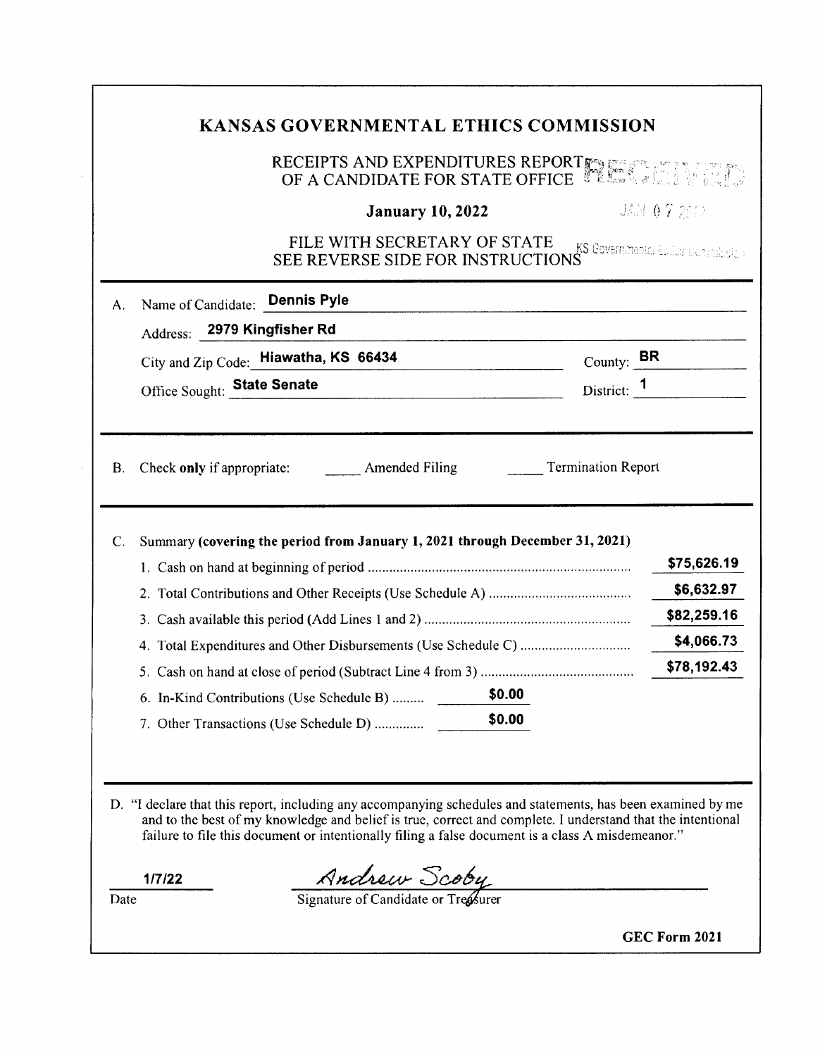# KANSAS GOVERNMENTAL ETHICS COMMISSION

RECEIPTS AND EXPENDITURES REPORT OF A CANDIDATE FOR STATE OFFICE

**January 10, 2022**

RECEIVED JAN 07 2022 KS Governmental Ethics Commission

FILE WITH SECRETARY OF STATE
SEE REVERSE SIDE FOR INSTRUCTIONS

A. Name of Candidate: **Dennis Pyle**

Address: **2979 Kingfisher Rd**

City and Zip Code: **Hiawatha, KS 66434** County: **BR**

Office Sought: **State Senate** District: **1**

B. Check **only** if appropriate: _____ Amended Filing _____ Termination Report

C. Summary **(covering the period from January 1, 2021 through December 31, 2021)**

| | | |
|---|---|---|
| 1. Cash on hand at beginning of period | | $75,626.19 |
| 2. Total Contributions and Other Receipts (Use Schedule A) | | $6,632.97 |
| 3. Cash available this period (Add Lines 1 and 2) | | $82,259.16 |
| 4. Total Expenditures and Other Disbursements (Use Schedule C) | | $4,066.73 |
| 5. Cash on hand at close of period (Subtract Line 4 from 3) | | $78,192.43 |
| 6. In-Kind Contributions (Use Schedule B) | $0.00 | |
| 7. Other Transactions (Use Schedule D) | $0.00 | |

D. "I declare that this report, including any accompanying schedules and statements, has been examined by me and to the best of my knowledge and belief is true, correct and complete. I understand that the intentional failure to file this document or intentionally filing a false document is a class A misdemeanor."

1/7/22 — Date

Andrew Scoby — Signature of Candidate or Treasurer

**GEC Form 2021**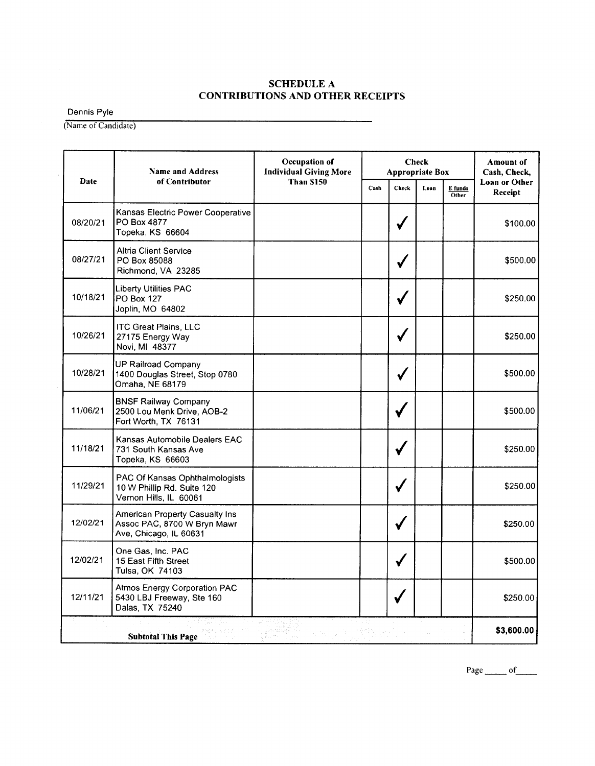# SCHEDULE A
# CONTRIBUTIONS AND OTHER RECEIPTS

Dennis Pyle
(Name of Candidate)

| Date | Name and Address of Contributor | Occupation of Individual Giving More Than $150 | Check Appropriate Box | | | | Amount of Cash, Check, Loan or Other Receipt |
|---|---|---|---|---|---|---|---|
| | | | Cash | Check | Loan | E funds Other | |
| 08/20/21 | Kansas Electric Power Cooperative PO Box 4877 Topeka, KS 66604 | | | ✓ | | | $100.00 |
| 08/27/21 | Altria Client Service PO Box 85088 Richmond, VA 23285 | | | ✓ | | | $500.00 |
| 10/18/21 | Liberty Utilities PAC PO Box 127 Joplin, MO 64802 | | | ✓ | | | $250.00 |
| 10/26/21 | ITC Great Plains, LLC 27175 Energy Way Novi, MI 48377 | | | ✓ | | | $250.00 |
| 10/28/21 | UP Railroad Company 1400 Douglas Street, Stop 0780 Omaha, NE 68179 | | | ✓ | | | $500.00 |
| 11/06/21 | BNSF Railway Company 2500 Lou Menk Drive, AOB-2 Fort Worth, TX 76131 | | | ✓ | | | $500.00 |
| 11/18/21 | Kansas Automobile Dealers EAC 731 South Kansas Ave Topeka, KS 66603 | | | ✓ | | | $250.00 |
| 11/29/21 | PAC Of Kansas Ophthalmologists 10 W Phillip Rd. Suite 120 Vernon Hills, IL 60061 | | | ✓ | | | $250.00 |
| 12/02/21 | American Property Casualty Ins Assoc PAC, 8700 W Bryn Mawr Ave, Chicago, IL 60631 | | | ✓ | | | $250.00 |
| 12/02/21 | One Gas, Inc. PAC 15 East Fifth Street Tulsa, OK 74103 | | | ✓ | | | $500.00 |
| 12/11/21 | Atmos Energy Corporation PAC 5430 LBJ Freeway, Ste 160 Dalas, TX 75240 | | | ✓ | | | $250.00 |
| **Subtotal This Page** | | | | | | | **$3,600.00** |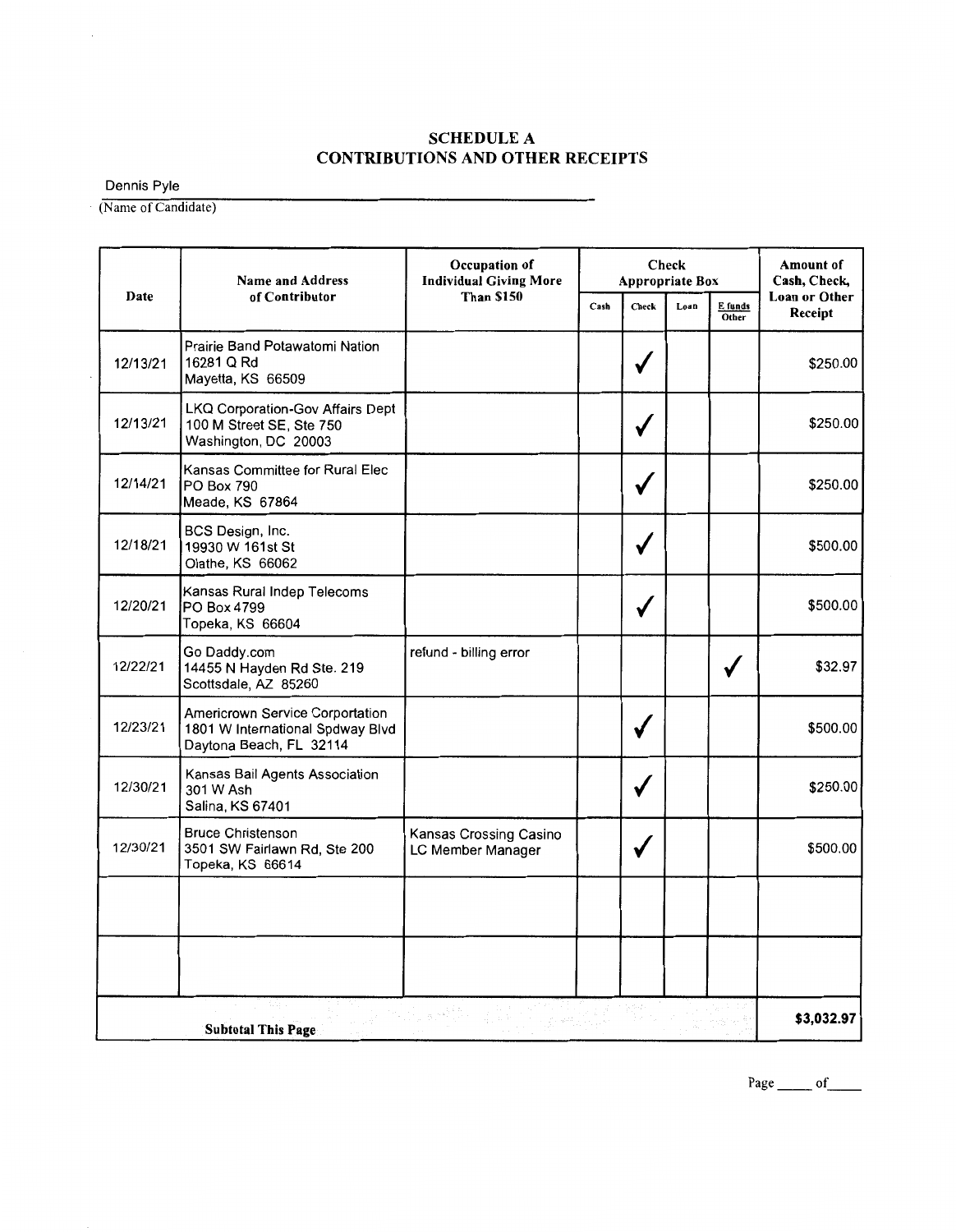## SCHEDULE A
## CONTRIBUTIONS AND OTHER RECEIPTS

Dennis Pyle
(Name of Candidate)

| Date | Name and Address of Contributor | Occupation of Individual Giving More Than $150 | Check Appropriate Box | | | | Amount of Cash, Check, Loan or Other Receipt |
|---|---|---|---|---|---|---|---|
| | | | Cash | Check | Loan | E funds Other | |
| 12/13/21 | Prairie Band Potawatomi Nation<br>16281 Q Rd<br>Mayetta, KS 66509 | | | ✓ | | | $250.00 |
| 12/13/21 | LKQ Corporation-Gov Affairs Dept<br>100 M Street SE, Ste 750<br>Washington, DC 20003 | | | ✓ | | | $250.00 |
| 12/14/21 | Kansas Committee for Rural Elec<br>PO Box 790<br>Meade, KS 67864 | | | ✓ | | | $250.00 |
| 12/18/21 | BCS Design, Inc.<br>19930 W 161st St<br>Olathe, KS 66062 | | | ✓ | | | $500.00 |
| 12/20/21 | Kansas Rural Indep Telecoms<br>PO Box 4799<br>Topeka, KS 66604 | | | ✓ | | | $500.00 |
| 12/22/21 | Go Daddy.com<br>14455 N Hayden Rd Ste. 219<br>Scottsdale, AZ 85260 | refund - billing error | | | | ✓ | $32.97 |
| 12/23/21 | Americrown Service Corportation<br>1801 W International Spdway Blvd<br>Daytona Beach, FL 32114 | | | ✓ | | | $500.00 |
| 12/30/21 | Kansas Bail Agents Association<br>301 W Ash<br>Salina, KS 67401 | | | ✓ | | | $250.00 |
| 12/30/21 | Bruce Christenson<br>3501 SW Fairlawn Rd, Ste 200<br>Topeka, KS 66614 | Kansas Crossing Casino LC Member Manager | | ✓ | | | $500.00 |
| | | | | | | | |
| | | | | | | | |
| **Subtotal This Page** | | | | | | | **$3,032.97** |

Page _____ of_____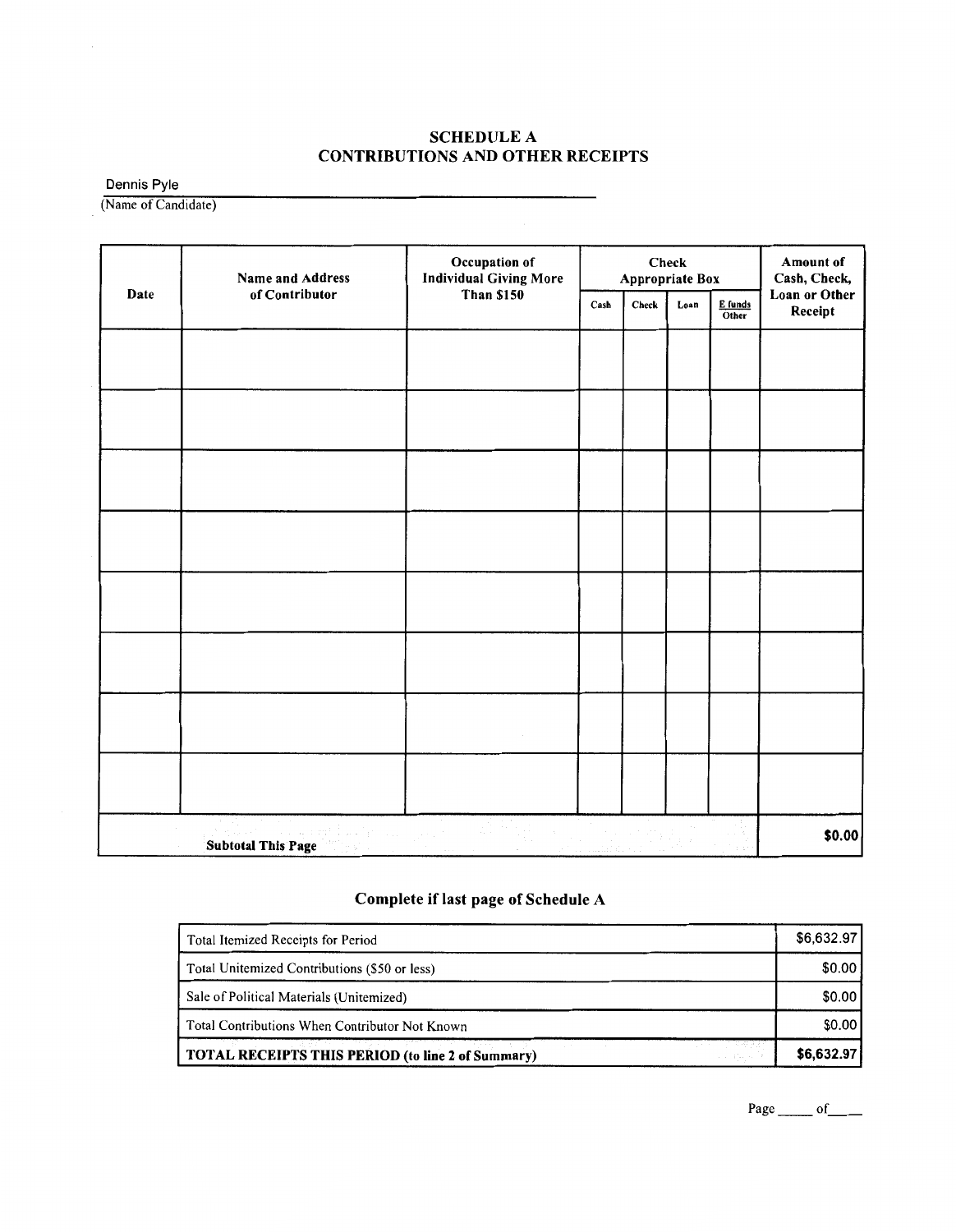## SCHEDULE A
## CONTRIBUTIONS AND OTHER RECEIPTS

Dennis Pyle
(Name of Candidate)

| Date | Name and Address of Contributor | Occupation of Individual Giving More Than $150 | Check Appropriate Box | | | | Amount of Cash, Check, Loan or Other Receipt |
|---|---|---|---|---|---|---|---|
| | | | Cash | Check | Loan | E funds Other | |
| | | | | | | | |
| | | | | | | | |
| | | | | | | | |
| | | | | | | | |
| | | | | | | | |
| | | | | | | | |
| | | | | | | | |
| | | | | | | | |
| **Subtotal This Page** | | | | | | | **$0.00** |

### Complete if last page of Schedule A

| | |
|---|---|
| Total Itemized Receipts for Period | $6,632.97 |
| Total Unitemized Contributions ($50 or less) | $0.00 |
| Sale of Political Materials (Unitemized) | $0.00 |
| Total Contributions When Contributor Not Known | $0.00 |
| **TOTAL RECEIPTS THIS PERIOD (to line 2 of Summary)** | **$6,632.97** |

Page _____ of_____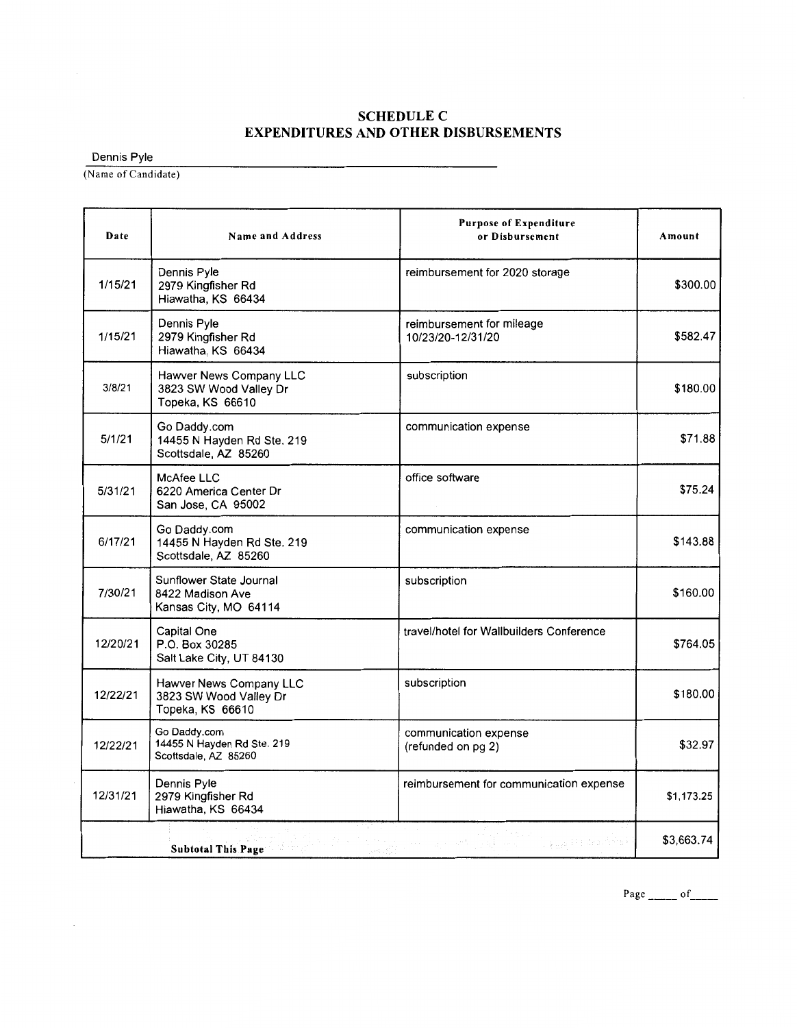# SCHEDULE C
# EXPENDITURES AND OTHER DISBURSEMENTS

Dennis Pyle
(Name of Candidate)

| Date | Name and Address | Purpose of Expenditure or Disbursement | Amount |
|---|---|---|---|
| 1/15/21 | Dennis Pyle<br>2979 Kingfisher Rd<br>Hiawatha, KS 66434 | reimbursement for 2020 storage | $300.00 |
| 1/15/21 | Dennis Pyle<br>2979 Kingfisher Rd<br>Hiawatha, KS 66434 | reimbursement for mileage<br>10/23/20-12/31/20 | $582.47 |
| 3/8/21 | Hawver News Company LLC<br>3823 SW Wood Valley Dr<br>Topeka, KS 66610 | subscription | $180.00 |
| 5/1/21 | Go Daddy.com<br>14455 N Hayden Rd Ste. 219<br>Scottsdale, AZ 85260 | communication expense | $71.88 |
| 5/31/21 | McAfee LLC<br>6220 America Center Dr<br>San Jose, CA 95002 | office software | $75.24 |
| 6/17/21 | Go Daddy.com<br>14455 N Hayden Rd Ste. 219<br>Scottsdale, AZ 85260 | communication expense | $143.88 |
| 7/30/21 | Sunflower State Journal<br>8422 Madison Ave<br>Kansas City, MO 64114 | subscription | $160.00 |
| 12/20/21 | Capital One<br>P.O. Box 30285<br>Salt Lake City, UT 84130 | travel/hotel for Wallbuilders Conference | $764.05 |
| 12/22/21 | Hawver News Company LLC<br>3823 SW Wood Valley Dr<br>Topeka, KS 66610 | subscription | $180.00 |
| 12/22/21 | Go Daddy.com<br>14455 N Hayden Rd Ste. 219<br>Scottsdale, AZ 85260 | communication expense<br>(refunded on pg 2) | $32.97 |
| 12/31/21 | Dennis Pyle<br>2979 Kingfisher Rd<br>Hiawatha, KS 66434 | reimbursement for communication expense | $1,173.25 |
| **Subtotal This Page** | | | $3,663.74 |

Page _____ of_____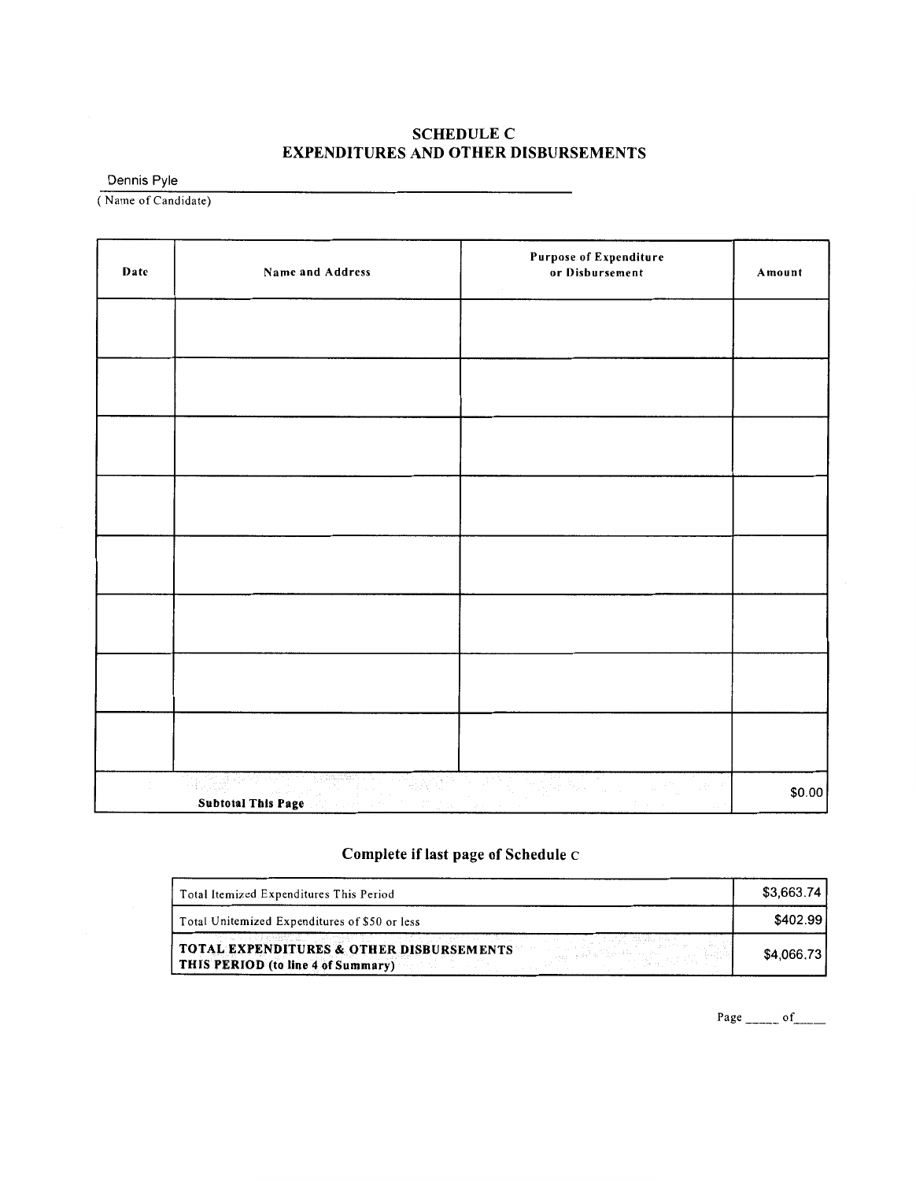# SCHEDULE C
## EXPENDITURES AND OTHER DISBURSEMENTS

Dennis Pyle

( Name of Candidate)

| Date | Name and Address | Purpose of Expenditure or Disbursement | Amount |
|---|---|---|---|
| | | | |
| | | | |
| | | | |
| | | | |
| | | | |
| | | | |
| | | | |
| | | | |
| | **Subtotal This Page** | | $0.00 |

### Complete if last page of Schedule c

| | |
|---|---|
| Total Itemized Expenditures This Period | $3,663.74 |
| Total Unitemized Expenditures of $50 or less | $402.99 |
| **TOTAL EXPENDITURES & OTHER DISBURSEMENTS THIS PERIOD (to line 4 of Summary)** | $4,066.73 |

Page _____ of_____